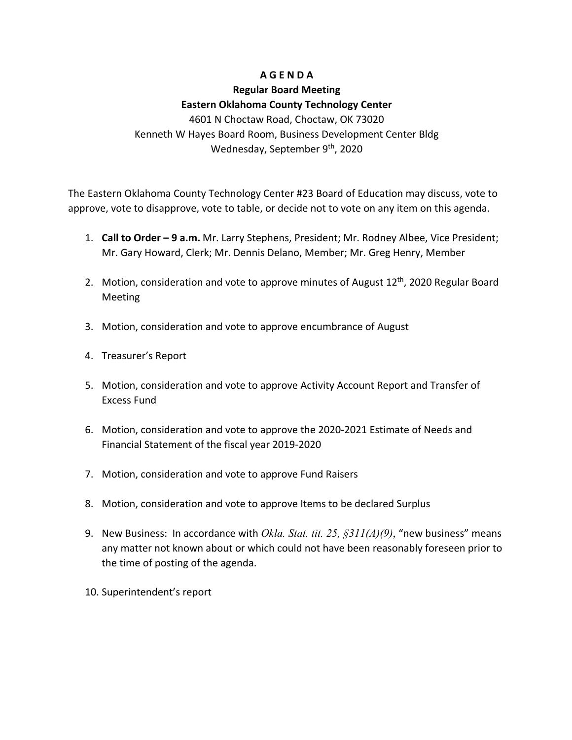# A G E N D A

## Regular Board Meeting

## Eastern Oklahoma County Technology Center

4601 N Choctaw Road, Choctaw, OK 73020
Kenneth W Hayes Board Room, Business Development Center Bldg
Wednesday, September 9th, 2020

The Eastern Oklahoma County Technology Center #23 Board of Education may discuss, vote to approve, vote to disapprove, vote to table, or decide not to vote on any item on this agenda.

1. **Call to Order – 9 a.m.** Mr. Larry Stephens, President; Mr. Rodney Albee, Vice President; Mr. Gary Howard, Clerk; Mr. Dennis Delano, Member; Mr. Greg Henry, Member

2. Motion, consideration and vote to approve minutes of August 12th, 2020 Regular Board Meeting

3. Motion, consideration and vote to approve encumbrance of August

4. Treasurer's Report

5. Motion, consideration and vote to approve Activity Account Report and Transfer of Excess Fund

6. Motion, consideration and vote to approve the 2020-2021 Estimate of Needs and Financial Statement of the fiscal year 2019-2020

7. Motion, consideration and vote to approve Fund Raisers

8. Motion, consideration and vote to approve Items to be declared Surplus

9. New Business: In accordance with *Okla. Stat. tit. 25, §311(A)(9)*, "new business" means any matter not known about or which could not have been reasonably foreseen prior to the time of posting of the agenda.

10. Superintendent's report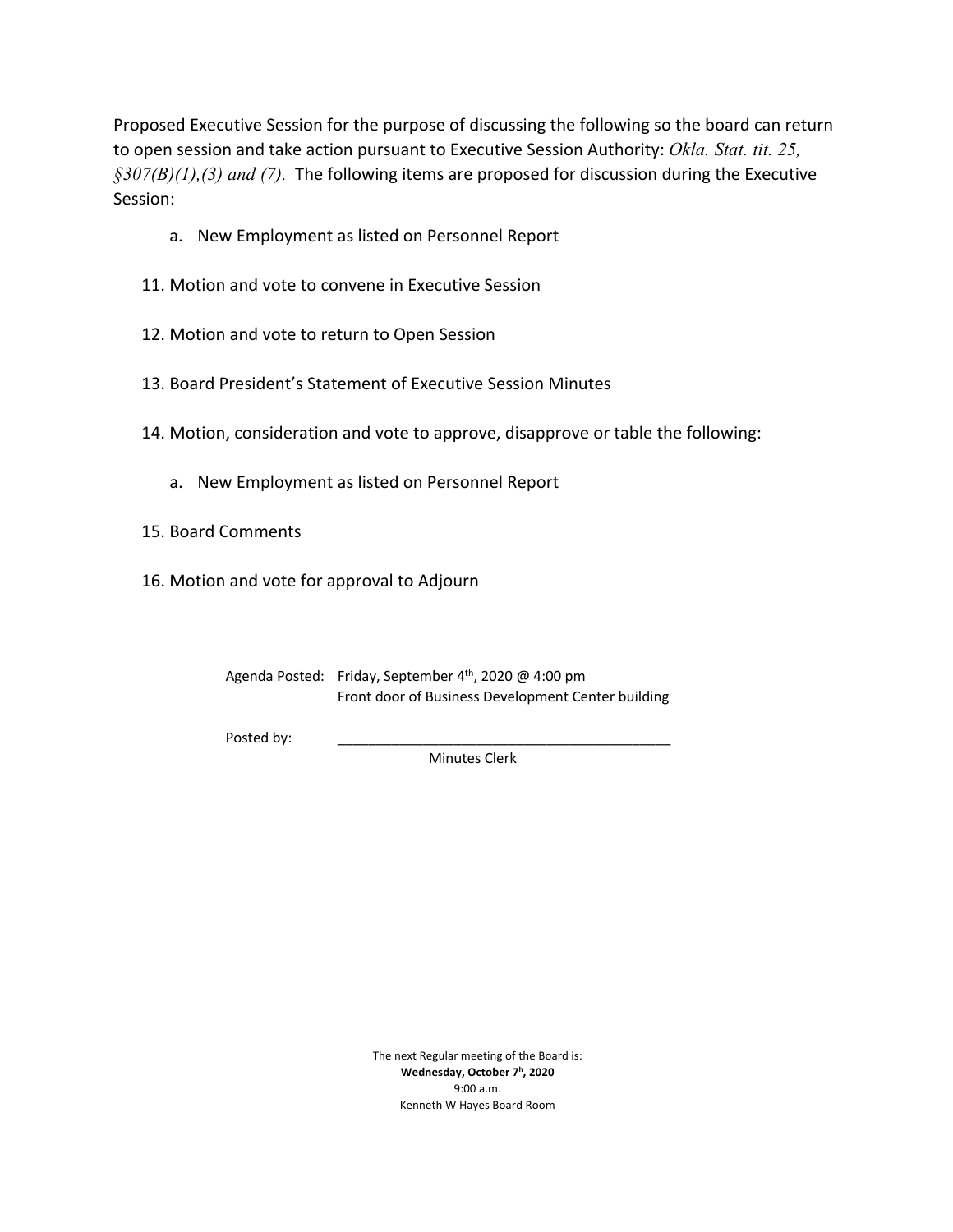Proposed Executive Session for the purpose of discussing the following so the board can return to open session and take action pursuant to Executive Session Authority: *Okla. Stat. tit. 25, §307(B)(1),(3) and (7).* The following items are proposed for discussion during the Executive Session:

a. New Employment as listed on Personnel Report

11. Motion and vote to convene in Executive Session

12. Motion and vote to return to Open Session

13. Board President's Statement of Executive Session Minutes

14. Motion, consideration and vote to approve, disapprove or table the following:

    a. New Employment as listed on Personnel Report

15. Board Comments

16. Motion and vote for approval to Adjourn

Agenda Posted: Friday, September 4th, 2020 @ 4:00 pm
Front door of Business Development Center building

Posted by: ____________________________________________
Minutes Clerk

The next Regular meeting of the Board is:
**Wednesday, October 7h, 2020**
9:00 a.m.
Kenneth W Hayes Board Room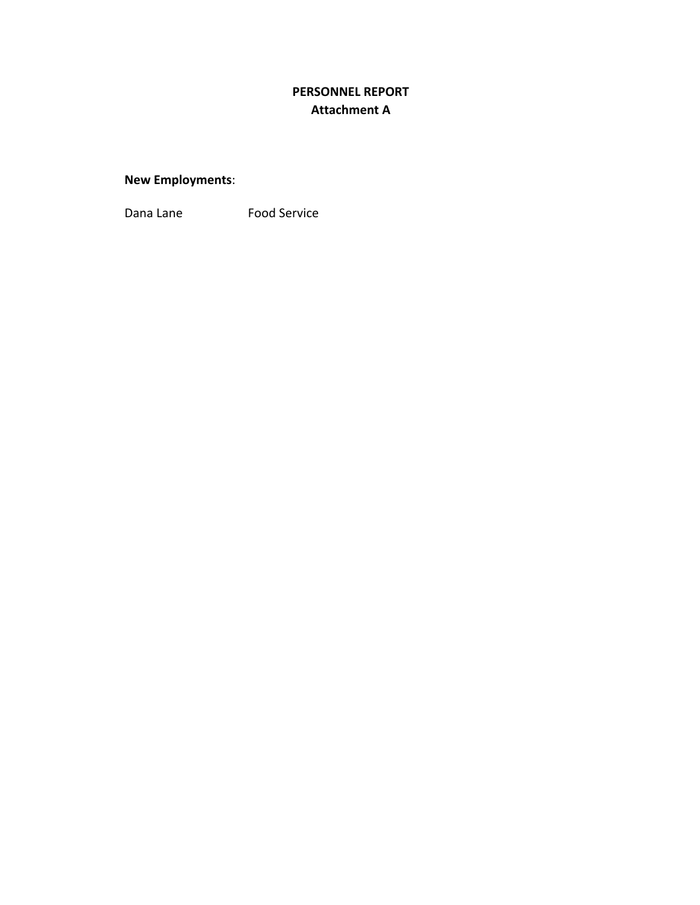**PERSONNEL REPORT**
**Attachment A**

**New Employments**:

| | |
|---|---|
| Dana Lane | Food Service |